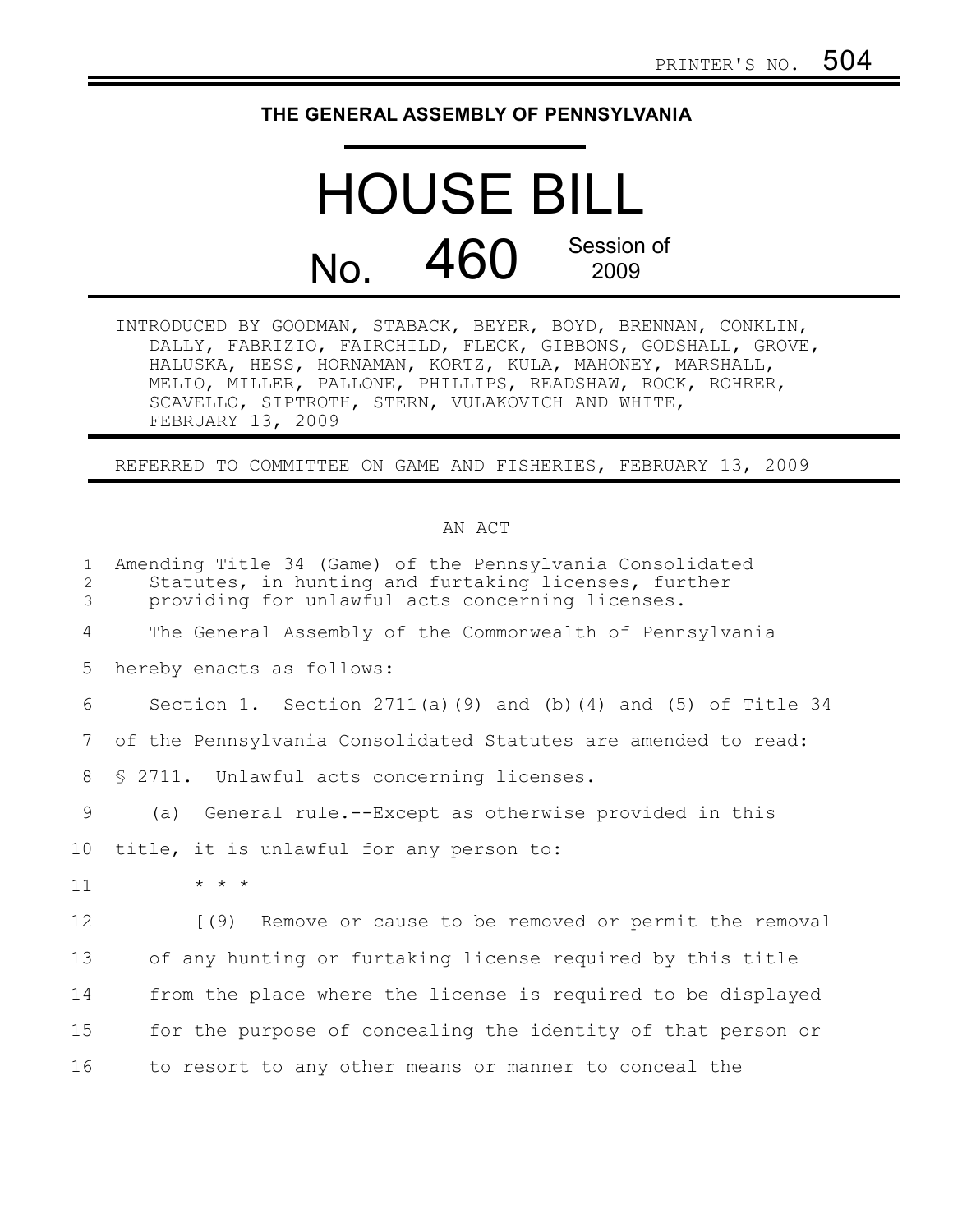PRINTER'S NO. 504

**THE GENERAL ASSEMBLY OF PENNSYLVANIA**

# HOUSE BILL

# No. 460 Session of 2009

INTRODUCED BY GOODMAN, STABACK, BEYER, BOYD, BRENNAN, CONKLIN, DALLY, FABRIZIO, FAIRCHILD, FLECK, GIBBONS, GODSHALL, GROVE, HALUSKA, HESS, HORNAMAN, KORTZ, KULA, MAHONEY, MARSHALL, MELIO, MILLER, PALLONE, PHILLIPS, READSHAW, ROCK, ROHRER, SCAVELLO, SIPTROTH, STERN, VULAKOVICH AND WHITE, FEBRUARY 13, 2009

REFERRED TO COMMITTEE ON GAME AND FISHERIES, FEBRUARY 13, 2009

AN ACT

Amending Title 34 (Game) of the Pennsylvania Consolidated Statutes, in hunting and furtaking licenses, further providing for unlawful acts concerning licenses.

The General Assembly of the Commonwealth of Pennsylvania hereby enacts as follows:

Section 1. Section 2711(a)(9) and (b)(4) and (5) of Title 34 of the Pennsylvania Consolidated Statutes are amended to read:

§ 2711. Unlawful acts concerning licenses.

(a) General rule.--Except as otherwise provided in this title, it is unlawful for any person to:

\* \* \*

[(9) Remove or cause to be removed or permit the removal of any hunting or furtaking license required by this title from the place where the license is required to be displayed for the purpose of concealing the identity of that person or to resort to any other means or manner to conceal the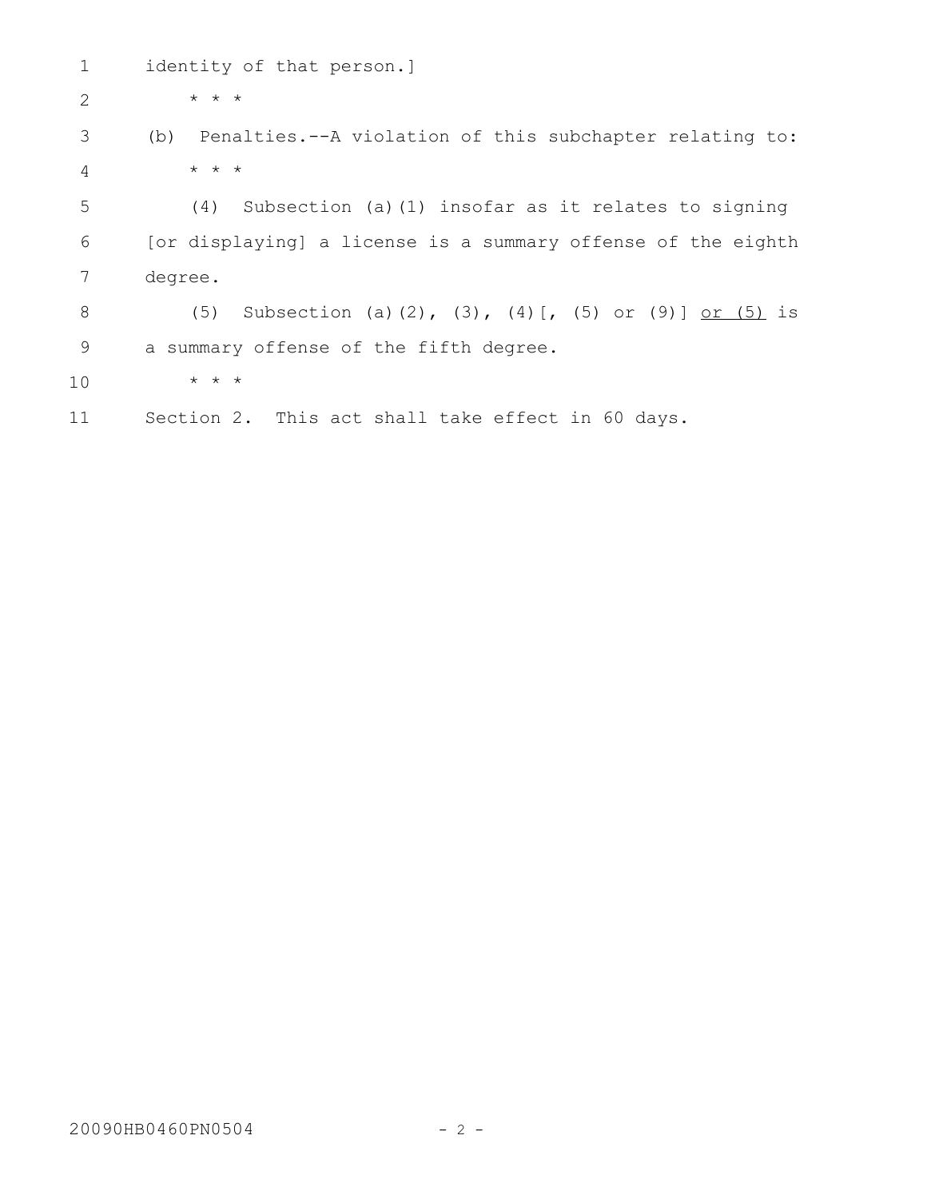identity of that person.]

\* \* \*

(b) Penalties.--A violation of this subchapter relating to:

\* \* \*

(4) Subsection (a)(1) insofar as it relates to signing [or displaying] a license is a summary offense of the eighth degree.

(5) Subsection (a)(2), (3), (4)[, (5) or (9)] <u>or (5)</u> is a summary offense of the fifth degree.

\* \* \*

Section 2. This act shall take effect in 60 days.